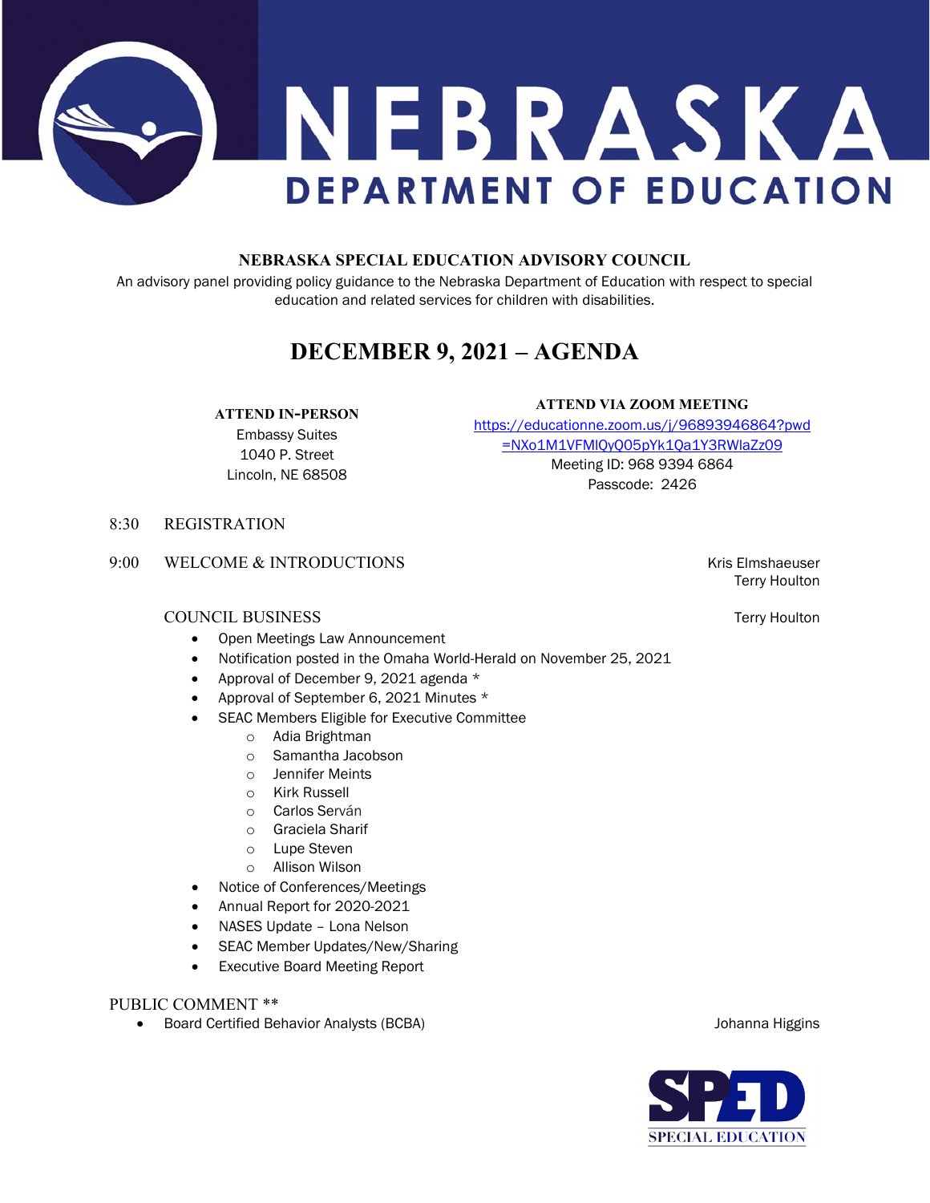# NEBRASKA DEPARTMENT OF EDUCATION

## NEBRASKA SPECIAL EDUCATION ADVISORY COUNCIL

An advisory panel providing policy guidance to the Nebraska Department of Education with respect to special education and related services for children with disabilities.

# DECEMBER 9, 2021 – AGENDA

**ATTEND IN-PERSON**
Embassy Suites
1040 P. Street
Lincoln, NE 68508

**ATTEND VIA ZOOM MEETING**
https://educationne.zoom.us/j/96893946864?pwd=NXo1M1VFMlQyQ05pYk1Qa1Y3RWlaZz09
Meeting ID: 968 9394 6864
Passcode: 2426

8:30 REGISTRATION

9:00 WELCOME & INTRODUCTIONS — Kris Elmshaeuser, Terry Houlton

COUNCIL BUSINESS — Terry Houlton

- Open Meetings Law Announcement
- Notification posted in the Omaha World-Herald on November 25, 2021
- Approval of December 9, 2021 agenda *
- Approval of September 6, 2021 Minutes *
- SEAC Members Eligible for Executive Committee
  - Adia Brightman
  - Samantha Jacobson
  - Jennifer Meints
  - Kirk Russell
  - Carlos Serván
  - Graciela Sharif
  - Lupe Steven
  - Allison Wilson
- Notice of Conferences/Meetings
- Annual Report for 2020-2021
- NASES Update – Lona Nelson
- SEAC Member Updates/New/Sharing
- Executive Board Meeting Report

PUBLIC COMMENT **

- Board Certified Behavior Analysts (BCBA) — Johanna Higgins

SPED SPECIAL EDUCATION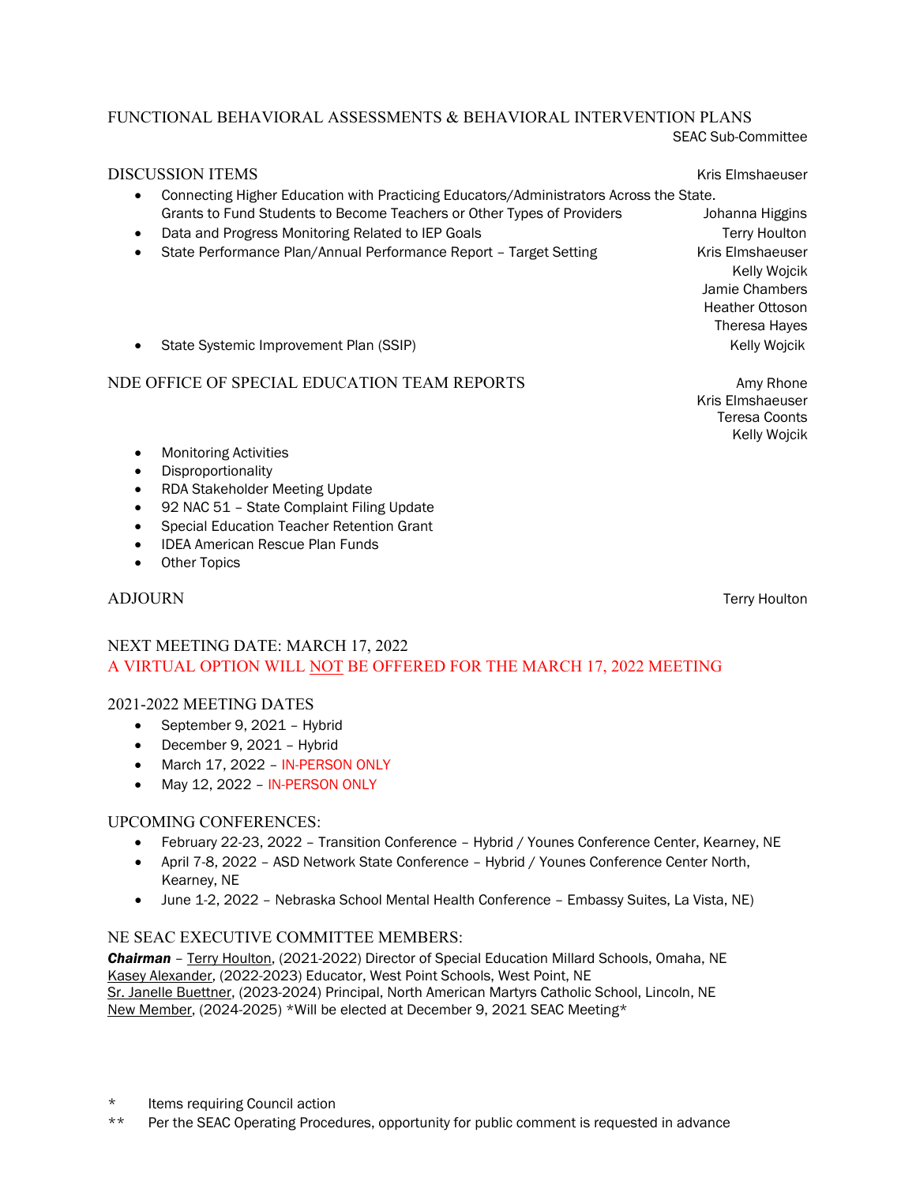## FUNCTIONAL BEHAVIORAL ASSESSMENTS & BEHAVIORAL INTERVENTION PLANS

SEAC Sub-Committee

## DISCUSSION ITEMS

Kris Elmshaeuser

- Connecting Higher Education with Practicing Educators/Administrators Across the State. Grants to Fund Students to Become Teachers or Other Types of Providers — Johanna Higgins
- Data and Progress Monitoring Related to IEP Goals — Terry Houlton
- State Performance Plan/Annual Performance Report – Target Setting — Kris Elmshaeuser, Kelly Wojcik, Jamie Chambers, Heather Ottoson, Theresa Hayes
- State Systemic Improvement Plan (SSIP) — Kelly Wojcik

## NDE OFFICE OF SPECIAL EDUCATION TEAM REPORTS

Amy Rhone
Kris Elmshaeuser
Teresa Coonts
Kelly Wojcik

- Monitoring Activities
- Disproportionality
- RDA Stakeholder Meeting Update
- 92 NAC 51 – State Complaint Filing Update
- Special Education Teacher Retention Grant
- IDEA American Rescue Plan Funds
- Other Topics

## ADJOURN

Terry Houlton

## NEXT MEETING DATE: MARCH 17, 2022

A VIRTUAL OPTION WILL NOT BE OFFERED FOR THE MARCH 17, 2022 MEETING

## 2021-2022 MEETING DATES

- September 9, 2021 – Hybrid
- December 9, 2021 – Hybrid
- March 17, 2022 – IN-PERSON ONLY
- May 12, 2022 – IN-PERSON ONLY

## UPCOMING CONFERENCES:

- February 22-23, 2022 – Transition Conference – Hybrid / Younes Conference Center, Kearney, NE
- April 7-8, 2022 – ASD Network State Conference – Hybrid / Younes Conference Center North, Kearney, NE
- June 1-2, 2022 – Nebraska School Mental Health Conference – Embassy Suites, La Vista, NE)

## NE SEAC EXECUTIVE COMMITTEE MEMBERS:

***Chairman*** – Terry Houlton, (2021-2022) Director of Special Education Millard Schools, Omaha, NE
Kasey Alexander, (2022-2023) Educator, West Point Schools, West Point, NE
Sr. Janelle Buettner, (2023-2024) Principal, North American Martyrs Catholic School, Lincoln, NE
New Member, (2024-2025) *Will be elected at December 9, 2021 SEAC Meeting*

\* Items requiring Council action

\*\* Per the SEAC Operating Procedures, opportunity for public comment is requested in advance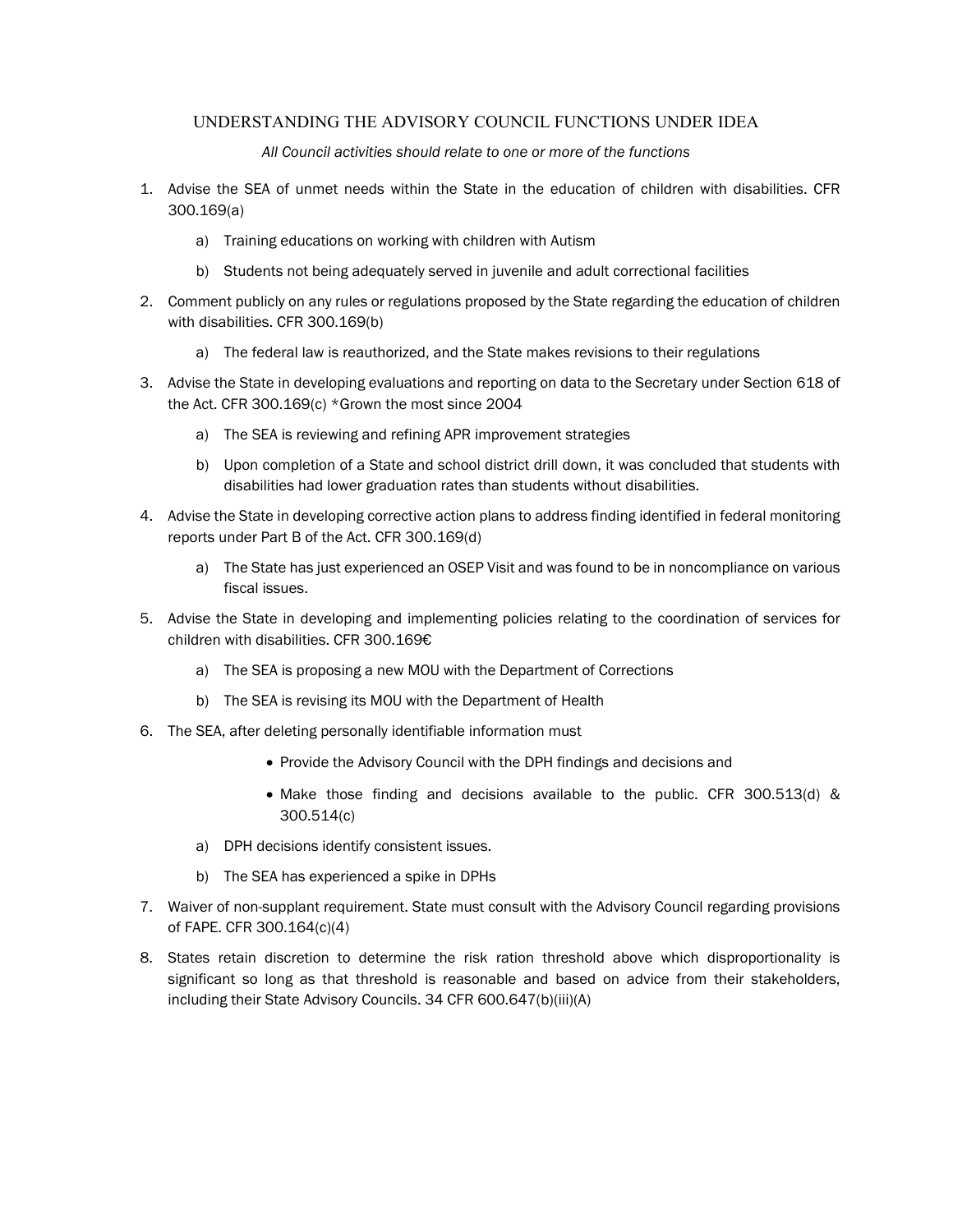# UNDERSTANDING THE ADVISORY COUNCIL FUNCTIONS UNDER IDEA

*All Council activities should relate to one or more of the functions*

1. Advise the SEA of unmet needs within the State in the education of children with disabilities. CFR 300.169(a)
    a) Training educations on working with children with Autism
    b) Students not being adequately served in juvenile and adult correctional facilities
2. Comment publicly on any rules or regulations proposed by the State regarding the education of children with disabilities. CFR 300.169(b)
    a) The federal law is reauthorized, and the State makes revisions to their regulations
3. Advise the State in developing evaluations and reporting on data to the Secretary under Section 618 of the Act. CFR 300.169(c) *Grown the most since 2004
    a) The SEA is reviewing and refining APR improvement strategies
    b) Upon completion of a State and school district drill down, it was concluded that students with disabilities had lower graduation rates than students without disabilities.
4. Advise the State in developing corrective action plans to address finding identified in federal monitoring reports under Part B of the Act. CFR 300.169(d)
    a) The State has just experienced an OSEP Visit and was found to be in noncompliance on various fiscal issues.
5. Advise the State in developing and implementing policies relating to the coordination of services for children with disabilities. CFR 300.169€
    a) The SEA is proposing a new MOU with the Department of Corrections
    b) The SEA is revising its MOU with the Department of Health
6. The SEA, after deleting personally identifiable information must
    - Provide the Advisory Council with the DPH findings and decisions and
    - Make those finding and decisions available to the public. CFR 300.513(d) & 300.514(c)

    a) DPH decisions identify consistent issues.
    b) The SEA has experienced a spike in DPHs
7. Waiver of non-supplant requirement. State must consult with the Advisory Council regarding provisions of FAPE. CFR 300.164(c)(4)
8. States retain discretion to determine the risk ration threshold above which disproportionality is significant so long as that threshold is reasonable and based on advice from their stakeholders, including their State Advisory Councils. 34 CFR 600.647(b)(iii)(A)